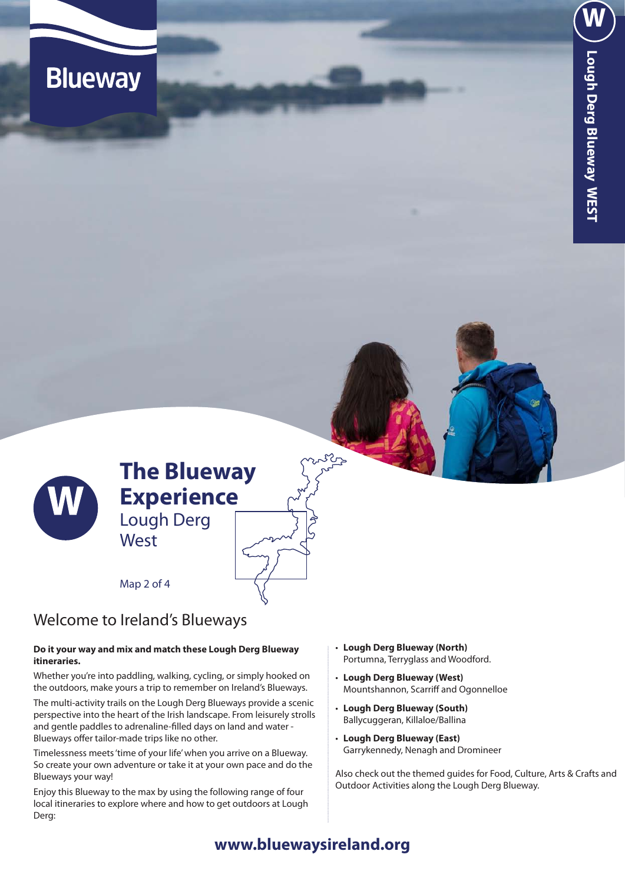Blueway

Lough Derg Blueway WEST

# The Blueway Experience

Lough Derg West

Map 2 of 4

## Welcome to Ireland's Blueways

**Do it your way and mix and match these Lough Derg Blueway itineraries.**

Whether you're into paddling, walking, cycling, or simply hooked on the outdoors, make yours a trip to remember on Ireland's Blueways.

The multi-activity trails on the Lough Derg Blueways provide a scenic perspective into the heart of the Irish landscape. From leisurely strolls and gentle paddles to adrenaline-filled days on land and water - Blueways offer tailor-made trips like no other.

Timelessness meets 'time of your life' when you arrive on a Blueway. So create your own adventure or take it at your own pace and do the Blueways your way!

Enjoy this Blueway to the max by using the following range of four local itineraries to explore where and how to get outdoors at Lough Derg:

- **Lough Derg Blueway (North)**
  Portumna, Terryglass and Woodford.
- **Lough Derg Blueway (West)**
  Mountshannon, Scarriff and Ogonnelloe
- **Lough Derg Blueway (South)**
  Ballycuggeran, Killaloe/Ballina
- **Lough Derg Blueway (East)**
  Garrykennedy, Nenagh and Dromineer

Also check out the themed guides for Food, Culture, Arts & Crafts and Outdoor Activities along the Lough Derg Blueway.

**www.bluewaysireland.org**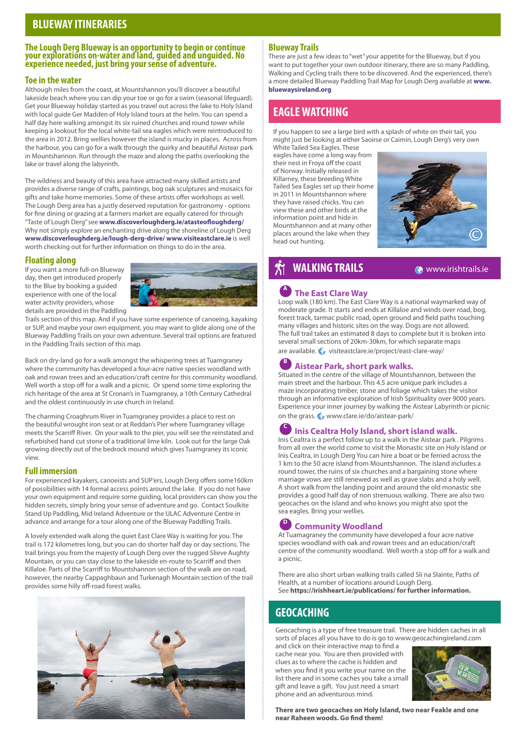# BLUEWAY ITINERARIES

**The Lough Derg Blueway is an opportunity to begin or continue your explorations on-water and land, guided and unguided. No experience needed, just bring your sense of adventure.**

## Toe in the water

Although miles from the coast, at Mountshannon you'll discover a beautiful lakeside beach where you can dip your toe or go for a swim (seasonal lifeguard). Get your Blueway holiday started as you travel out across the lake to Holy Island with local guide Ger Madden of Holy Island tours at the helm. You can spend a half day here walking amongst its six ruined churches and round tower while keeping a lookout for the local white-tail sea eagles which were reintroduced to the area in 2012. Bring wellies however the island is mucky in places. Across from the harbour, you can go for a walk through the quirky and beautiful Aistear park in Mountshannon. Run through the maze and along the paths overlooking the lake or travel along the labyrinth.

The wildness and beauty of this area have attracted many skilled artists and provides a diverse range of crafts, paintings, bog oak sculptures and mosaics for gifts and take home memories. Some of these artists offer workshops as well. The Lough Derg area has a justly deserved reputation for gastronomy - options for fine dining or grazing at a farmers market are equally catered for through "Taste of Lough Derg" see **www.discoverloughderg.ie/atasteofloughderg/** Why not simply explore an enchanting drive along the shoreline of Lough Derg **www.discoverloughderg.ie/lough-derg-drive/ www.visiteastclare.ie** is well worth checking out for further information on things to do in the area.

## Floating along

If you want a more full-on Blueway day, then get introduced properly to the Blue by booking a guided experience with one of the local water activity providers, whose details are provided in the Paddling Trails section of this map. And if you have some experience of canoeing, kayaking or SUP, and maybe your own equipment, you may want to glide along one of the Blueway Paddling Trails on your own adventure. Several trail options are featured in the Paddling Trails section of this map.

Back on dry-land go for a walk amongst the whispering trees at Tuamgraney where the community has developed a four-acre native species woodland with oak and rowan trees and an education/craft centre for this community woodland. Well worth a stop off for a walk and a picnic. Or spend some time exploring the rich heritage of the area at St Cronan's in Tuamgraney, a 10th Century Cathedral and the oldest continuously in use church in Ireland.

The charming Croaghrum River in Tuamgraney provides a place to rest on the beautiful wrought iron seat or at Reddan's Pier where Tuamgraney village meets the Scarriff River. On your walk to the pier, you will see the reinstated and refurbished hand cut stone of a traditional lime kiln. Look out for the large Oak growing directly out of the bedrock mound which gives Tuamgraney its iconic view.

## Full immersion

For experienced kayakers, canoeists and SUP'ers, Lough Derg offers some160km of possibilities with 14 formal access points around the lake. If you do not have your own equipment and need some guiding, local providers can show you the hidden secrets, simply bring your sense of adventure and go. Contact Soulkite Stand Up Paddling, Mid Ireland Adventure or the ULAC Adventure Centre in advance and arrange for a tour along one of the Blueway Paddling Trails.

A lovely extended walk along the quiet East Clare Way is waiting for you. The trail is 172 kilometres long, but you can do shorter half day or day sections. The trail brings you from the majesty of Lough Derg over the rugged Slieve Aughty Mountain, or you can stay close to the lakeside en-route to Scarriff and then Killaloe. Parts of the Scarriff to Mountshannon section of the walk are on road, however, the nearby Cappaghbaun and Turkenagh Mountain section of the trail provides some hilly off-road forest walks.

## Blueway Trails

These are just a few ideas to "wet" your appetite for the Blueway, but if you want to put together your own outdoor itinerary, there are so many Paddling, Walking and Cycling trails there to be discovered. And the experienced, there's a more detailed Blueway Paddling Trail Map for Lough Derg available at **www.bluewaysireland.org**

# EAGLE WATCHING

If you happen to see a large bird with a splash of white on their tail, you might just be looking at either Saoirse or Caimin, Lough Derg's very own White Tailed Sea Eagles. These eagles have come a long way from their nest in Froya off the coast of Norway. Initially released in Killarney, these breeding White Tailed Sea Eagles set up their home in 2011 in Mountshannon where they have raised chicks. You can view these and other birds at the information point and hide in Mountshannon and at many other places around the lake when they head out hunting.

# WALKING TRAILS

www.irishtrails.ie

### A The East Clare Way

Loop walk (180 km). The East Clare Way is a national waymarked way of moderate grade. It starts and ends at Killaloe and winds over road, bog, forest track, tarmac public road, open ground and field paths touching many villages and historic sites on the way. Dogs are not allowed. The full trail takes an estimated 8 days to complete but it is broken into several small sections of 20km-30km, for which separate maps are available. visiteastclare.ie/project/east-clare-way/

### B Aistear Park, short park walks.

Situated in the centre of the village of Mountshannon, between the main street and the harbour. This 4.5 acre unique park includes a maze incorporating timber, stone and foliage which takes the visitor through an informative exploration of Irish Spirituality over 9000 years. Experience your inner journey by walking the Aistear Labyrinth or picnic on the grass. www.clare.ie/do/aistear-park/

### C Inis Cealtra Holy Island, short island walk.

Inis Cealtra is a perfect follow up to a walk in the Aistear park . Pilgrims from all over the world come to visit the Monastic site on Holy Island or Inis Cealtra, in Lough Derg You can hire a boat or be ferried across the 1 km to the 50 acre island from Mountshannon. The island includes a round tower, the ruins of six churches and a bargaining stone where marriage vows are still renewed as well as grave slabs and a holy well. A short walk from the landing point and around the old monastic site provides a good half day of non strenuous walking. There are also two geocaches on the island and who knows you might also spot the sea eagles. Bring your wellies.

### D Community Woodland

At Tuamagraney the community have developed a four acre native species woodland with oak and rowan trees and an education/craft centre of the community woodland. Well worth a stop off for a walk and a picnic.

There are also short urban walking trails called Sli na Slainte, Paths of Health, at a number of locations around Lough Derg. See **https://irishheart.ie/publications/ for further information.**

# GEOCACHING

Geocaching is a type of free treasure trail. There are hidden caches in all sorts of places all you have to do is go to www.geocachingireland.com and click on their interactive map to find a cache near you. You are then provided with clues as to where the cache is hidden and when you find it you write your name on the list there and in some caches you take a small gift and leave a gift. You just need a smart phone and an adventurous mind.

**There are two geocaches on Holy Island, two near Feakle and one near Raheen woods. Go find them!**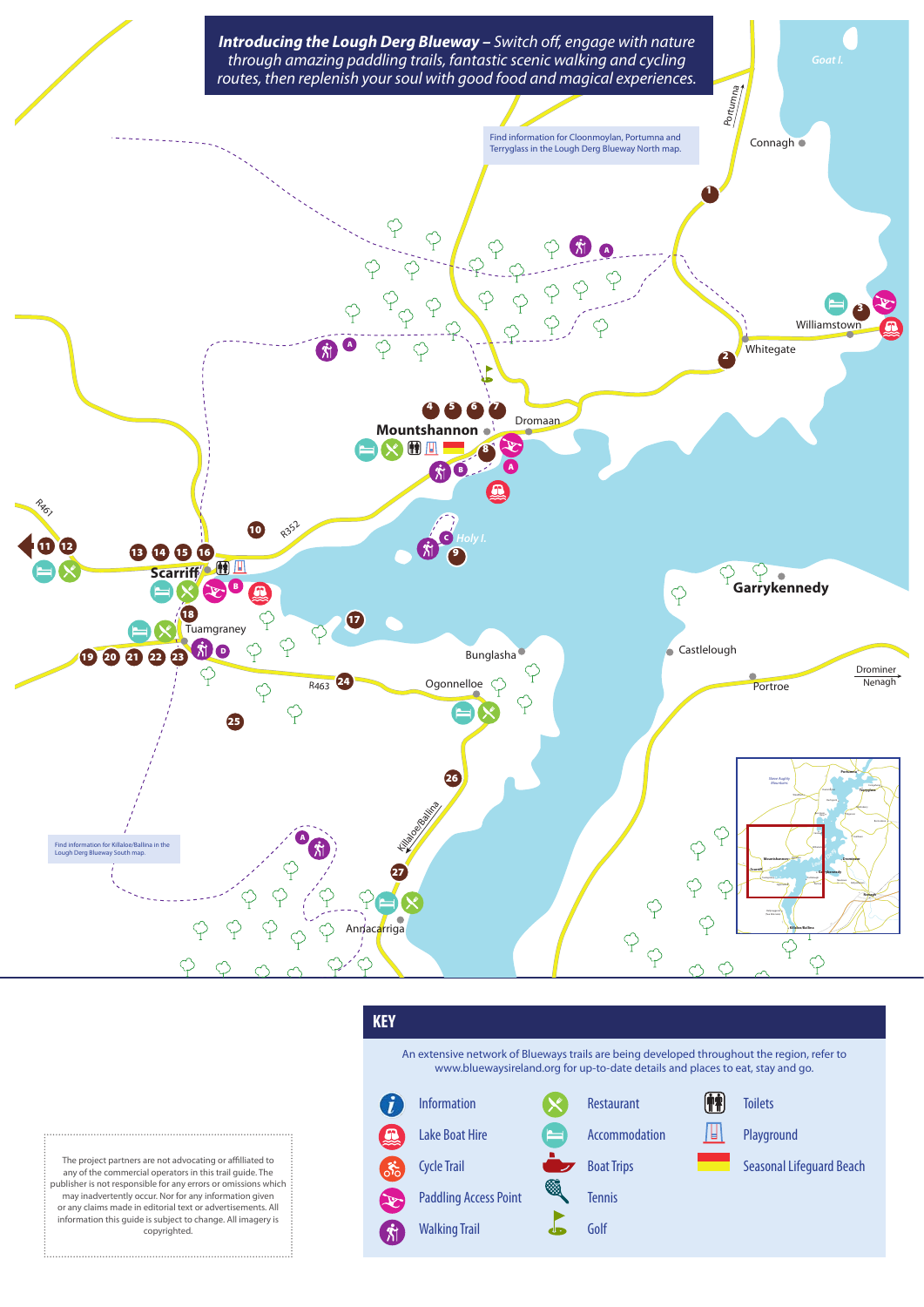***Introducing the Lough Derg Blueway –*** *Switch off, engage with nature through amazing paddling trails, fantastic scenic walking and cycling routes, then replenish your soul with good food and magical experiences.*

Find information for Cloonmoylan, Portumna and Terryglass in the Lough Derg Blueway North map.

Find information for Killaloe/Ballina in the Lough Derg Blueway South map.

Portumna

Goat I.

Connagh

Williamstown

Whitegate

Mountshannon

Dromaan

R461

R352

Holy I.

Scarriff

Tuamgraney

Garrykennedy

Castlelough

Bunglasha

Ogonnelloe

R463

Portroe

Dromineer

Nenagh

Killaloe/Ballina

Annacarriga

## KEY

An extensive network of Blueways trails are being developed throughout the region, refer to www.bluewaysireland.org for up-to-date details and places to eat, stay and go.

- Information
- Lake Boat Hire
- Cycle Trail
- Paddling Access Point
- Walking Trail
- Restaurant
- Accommodation
- Boat Trips
- Tennis
- Golf
- Toilets
- Playground
- Seasonal Lifeguard Beach

The project partners are not advocating or affiliated to any of the commercial operators in this trail guide. The publisher is not responsible for any errors or omissions which may inadvertently occur. Nor for any information given or any claims made in editorial text or advertisements. All information this guide is subject to change. All imagery is copyrighted.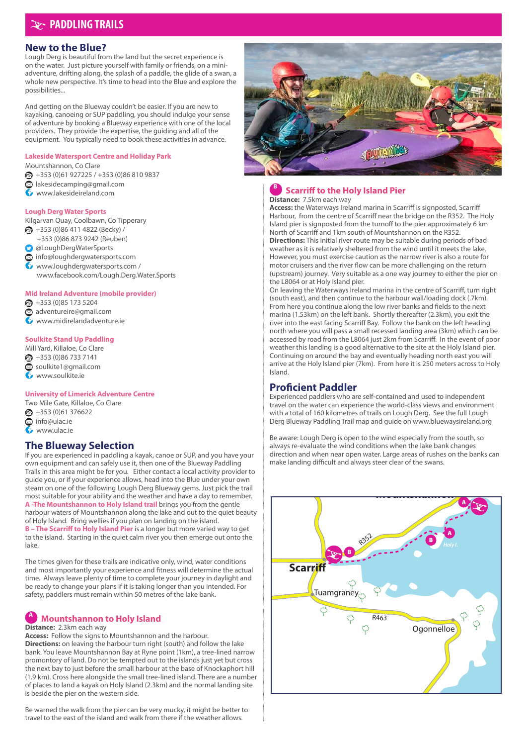# PADDLING TRAILS

## New to the Blue?

Lough Derg is beautiful from the land but the secret experience is on the water. Just picture yourself with family or friends, on a mini-adventure, drifting along, the splash of a paddle, the glide of a swan, a whole new perspective. It's time to head into the Blue and explore the possibilities...

And getting on the Blueway couldn't be easier. If you are new to kayaking, canoeing or SUP paddling, you should indulge your sense of adventure by booking a Blueway experience with one of the local providers. They provide the expertise, the guiding and all of the equipment. You typically need to book these activities in advance.

**Lakeside Watersport Centre and Holiday Park**
Mountshannon, Co Clare
+353 (0)61 927225 / +353 (0)86 810 9837
lakesidecamping@gmail.com
www.lakesideireland.com

**Lough Derg Water Sports**
Kilgarvan Quay, Coolbawn, Co Tipperary
+353 (0)86 411 4822 (Becky) /
+353 (0)86 873 9242 (Reuben)
@LoughDergWaterSports
info@loughdergwatersports.com
www.loughdergwatersports.com /
www.facebook.com/Lough.Derg.Water.Sports

**Mid Ireland Adventure (mobile provider)**
+353 (0)85 173 5204
adventureire@gmail.com
www.midirelandadventure.ie

**Soulkite Stand Up Paddling**
Mill Yard, Killaloe, Co Clare
+353 (0)86 733 7141
soulkite1@gmail.com
www.soulkite.ie

**University of Limerick Adventure Centre**
Two Mile Gate, Killaloe, Co Clare
+353 (0)61 376622
info@ulac.ie
www.ulac.ie

## The Blueway Selection

If you are experienced in paddling a kayak, canoe or SUP, and you have your own equipment and can safely use it, then one of the Blueway Paddling Trails in this area might be for you. Either contact a local activity provider to guide you, or if your experience allows, head into the Blue under your own steam on one of the following Lough Derg Blueway gems. Just pick the trail most suitable for your ability and the weather and have a day to remember. **A -The Mountshannon to Holy Island trail** brings you from the gentle harbour waters of Mountshannon along the lake and out to the quiet beauty of Holy Island. Bring wellies if you plan on landing on the island. **B – The Scarriff to Holy Island Pier** is a longer but more varied way to get to the island. Starting in the quiet calm river you then emerge out onto the lake.

The times given for these trails are indicative only, wind, water conditions and most importantly your experience and fitness will determine the actual time. Always leave plenty of time to complete your journey in daylight and be ready to change your plans if it is taking longer than you intended. For safety, paddlers must remain within 50 metres of the lake bank.

### A Mountshannon to Holy Island

**Distance:** 2.3km each way
**Access:** Follow the signs to Mountshannon and the harbour.
**Directions:** on leaving the harbour turn right (south) and follow the lake bank. You leave Mountshannon Bay at Ryne point (1km), a tree-lined narrow promontory of land. Do not be tempted out to the islands just yet but cross the next bay to just before the small harbour at the base of Knockaphort hill (1.9 km). Cross here alongside the small tree-lined island. There are a number of places to land a kayak on Holy Island (2.3km) and the normal landing site is beside the pier on the western side.

Be warned the walk from the pier can be very mucky, it might be better to travel to the east of the island and walk from there if the weather allows.

### B Scarriff to the Holy Island Pier

**Distance:** 7.5km each way
**Access:** the Waterways Ireland marina in Scarriff is signposted, Scarriff Harbour, from the centre of Scarriff near the bridge on the R352. The Holy Island pier is signposted from the turnoff to the pier approximately 6 km North of Scarriff and 1km south of Mountshannon on the R352.
**Directions:** This initial river route may be suitable during periods of bad weather as it is relatively sheltered from the wind until it meets the lake. However, you must exercise caution as the narrow river is also a route for motor cruisers and the river flow can be more challenging on the return (upstream) journey. Very suitable as a one way journey to either the pier on the L8064 or at Holy Island pier.
On leaving the Waterways Ireland marina in the centre of Scarriff, turn right (south east), and then continue to the harbour wall/loading dock (.7km). From here you continue along the low river banks and fields to the next marina (1.53km) on the left bank. Shortly thereafter (2.3km), you exit the river into the east facing Scarriff Bay. Follow the bank on the left heading north where you will pass a small recessed landing area (3km) which can be accessed by road from the L8064 just 2km from Scarriff. In the event of poor weather this landing is a good alternative to the site at the Holy Island pier. Continuing on around the bay and eventually heading north east you will arrive at the Holy Island pier (7km). From here it is 250 meters across to Holy Island.

## Proficient Paddler

Experienced paddlers who are self-contained and used to independent travel on the water can experience the world-class views and environment with a total of 160 kilometres of trails on Lough Derg. See the full Lough Derg Blueway Paddling Trail map and guide on www.bluewaysireland.org

Be aware: Lough Derg is open to the wind especially from the south, so always re-evaluate the wind conditions when the lake bank changes direction and when near open water. Large areas of rushes on the banks can make landing difficult and always steer clear of the swans.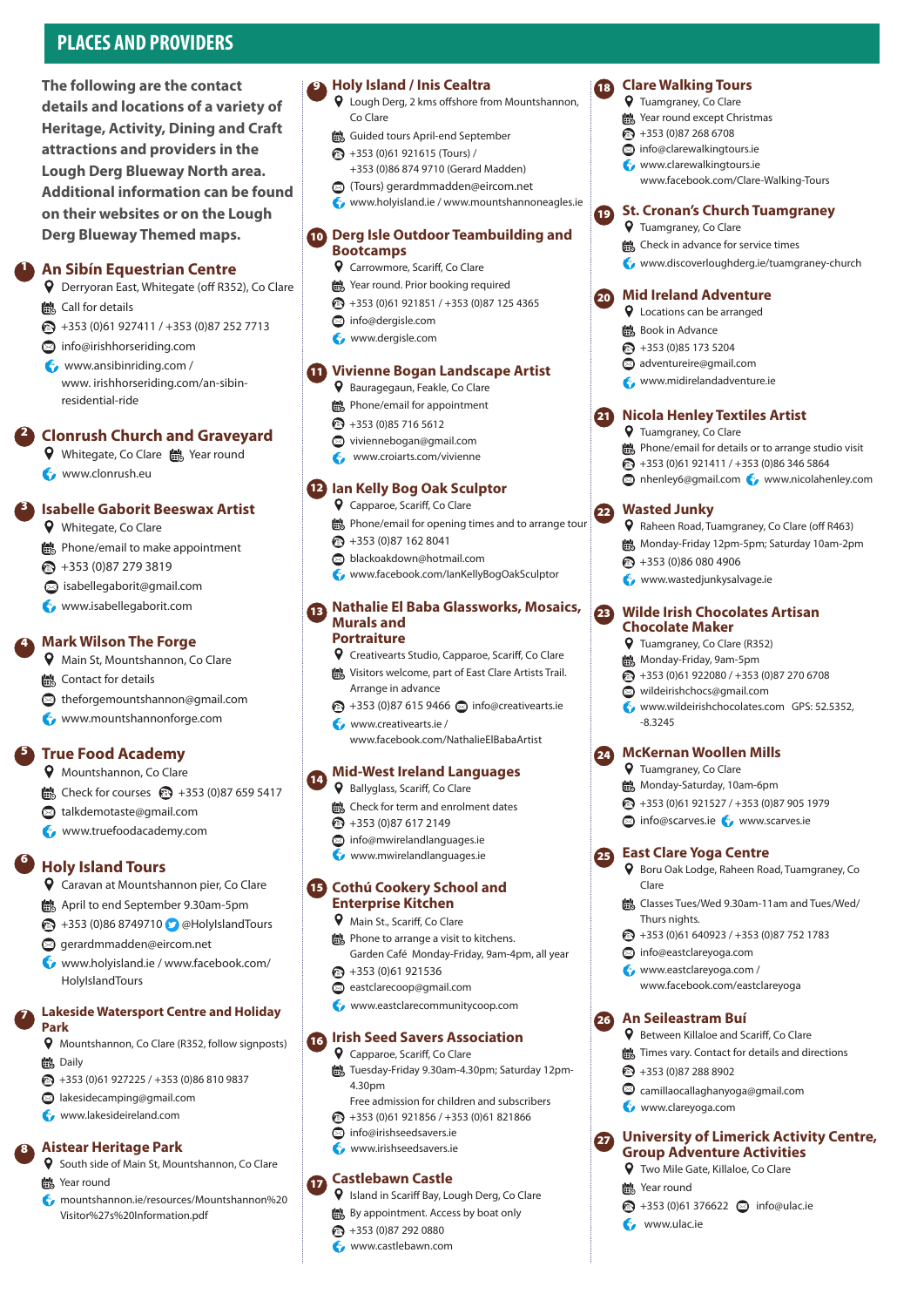# PLACES AND PROVIDERS

**The following are the contact details and locations of a variety of Heritage, Activity, Dining and Craft attractions and providers in the Lough Derg Blueway North area. Additional information can be found on their websites or on the Lough Derg Blueway Themed maps.**

## 1 An Sibín Equestrian Centre

- Derryoran East, Whitegate (off R352), Co Clare
- Call for details
- +353 (0)61 927411 / +353 (0)87 252 7713
- info@irishhorseriding.com
- www.ansibinriding.com / www. irishhorseriding.com/an-sibin-residential-ride

## 2 Clonrush Church and Graveyard

- Whitegate, Co Clare
- Year round
- www.clonrush.eu

## 3 Isabelle Gaborit Beeswax Artist

- Whitegate, Co Clare
- Phone/email to make appointment
- +353 (0)87 279 3819
- isabellegaborit@gmail.com
- www.isabellegaborit.com

## 4 Mark Wilson The Forge

- Main St, Mountshannon, Co Clare
- Contact for details
- theforgemountshannon@gmail.com
- www.mountshannonforge.com

## 5 True Food Academy

- Mountshannon, Co Clare
- Check for courses
- +353 (0)87 659 5417
- talkdemotaste@gmail.com
- www.truefoodacademy.com

## 6 Holy Island Tours

- Caravan at Mountshannon pier, Co Clare
- April to end September 9.30am-5pm
- +353 (0)86 8749710 @HolylslandTours
- gerardmmadden@eircom.net
- www.holyisland.ie / www.facebook.com/HolylslandTours

## 7 Lakeside Watersport Centre and Holiday Park

- Mountshannon, Co Clare (R352, follow signposts)
- Daily
- +353 (0)61 927225 / +353 (0)86 810 9837
- lakesidecamping@gmail.com
- www.lakesideireland.com

## 8 Aistear Heritage Park

- South side of Main St, Mountshannon, Co Clare
- Year round
- mountshannon.ie/resources/Mountshannon%20Visitor%27s%20Information.pdf

## 9 Holy Island / Inis Cealtra

- Lough Derg, 2 kms offshore from Mountshannon, Co Clare
- Guided tours April-end September
- +353 (0)61 921615 (Tours) / +353 (0)86 874 9710 (Gerard Madden)
- (Tours) gerardmmadden@eircom.net
- www.holyisland.ie / www.mountshannoneagles.ie

## 10 Derg Isle Outdoor Teambuilding and Bootcamps

- Carrowmore, Scariff, Co Clare
- Year round. Prior booking required
- +353 (0)61 921851 / +353 (0)87 125 4365
- info@dergisle.com
- www.dergisle.com

## 11 Vivienne Bogan Landscape Artist

- Bauragegaun, Feakle, Co Clare
- Phone/email for appointment
- +353 (0)85 716 5612
- viviennebogan@gmail.com
- www.croiarts.com/vivienne

## 12 Ian Kelly Bog Oak Sculptor

- Capparoe, Scariff, Co Clare
- Phone/email for opening times and to arrange tour
- +353 (0)87 162 8041
- blackoakdown@hotmail.com
- www.facebook.com/IanKellyBogOakSculptor

## 13 Nathalie El Baba Glassworks, Mosaics, Murals and Portraiture

- Creativearts Studio, Capparoe, Scariff, Co Clare
- Visitors welcome, part of East Clare Artists Trail. Arrange in advance
- +353 (0)87 615 9466
- info@creativearts.ie
- www.creativearts.ie / www.facebook.com/NathalieElBabaArtist

## 14 Mid-West Ireland Languages

- Ballyglass, Scariff, Co Clare
- Check for term and enrolment dates
- +353 (0)87 617 2149
- info@mwirelandlanguages.ie
- www.mwirelandlanguages.ie

## 15 Cothú Cookery School and Enterprise Kitchen

- Main St., Scariff, Co Clare
- Phone to arrange a visit to kitchens. Garden Café Monday-Friday, 9am-4pm, all year
- +353 (0)61 921536
- eastclarecoop@gmail.com
- www.eastclarecommunitycoop.com

## 16 Irish Seed Savers Association

- Capparoe, Scariff, Co Clare
- Tuesday-Friday 9.30am-4.30pm; Saturday 12pm-4.30pm. Free admission for children and subscribers
- +353 (0)61 921856 / +353 (0)61 821866
- info@irishseedsavers.ie
- www.irishseedsavers.ie

## 17 Castlebawn Castle

- Island in Scariff Bay, Lough Derg, Co Clare
- By appointment. Access by boat only
- +353 (0)87 292 0880
- www.castlebawn.com

## 18 Clare Walking Tours

- Tuamgraney, Co Clare
- Year round except Christmas
- +353 (0)87 268 6708
- info@clarewalkingtours.ie
- www.clarewalkingtours.ie www.facebook.com/Clare-Walking-Tours

## 19 St. Cronan's Church Tuamgraney

- Tuamgraney, Co Clare
- Check in advance for service times
- www.discoverloughderg.ie/tuamgraney-church

## 20 Mid Ireland Adventure

- Locations can be arranged
- Book in Advance
- +353 (0)85 173 5204
- adventureire@gmail.com
- www.midirelandadventure.ie

## 21 Nicola Henley Textiles Artist

- Tuamgraney, Co Clare
- Phone/email for details or to arrange studio visit
- +353 (0)61 921411 / +353 (0)86 346 5864
- nhenley6@gmail.com
- www.nicolahenley.com

## 22 Wasted Junky

- Raheen Road, Tuamgraney, Co Clare (off R463)
- Monday-Friday 12pm-5pm; Saturday 10am-2pm
- +353 (0)86 080 4906
- www.wastedjunkysalvage.ie

## 23 Wilde Irish Chocolates Artisan Chocolate Maker

- Tuamgraney, Co Clare (R352)
- Monday-Friday, 9am-5pm
- +353 (0)61 922080 / +353 (0)87 270 6708
- wildeirishchocs@gmail.com
- www.wildeirishchocolates.com GPS: 52.5352, -8.3245

## 24 McKernan Woollen Mills

- Tuamgraney, Co Clare
- Monday-Saturday, 10am-6pm
- +353 (0)61 921527 / +353 (0)87 905 1979
- info@scarves.ie
- www.scarves.ie

## 25 East Clare Yoga Centre

- Boru Oak Lodge, Raheen Road, Tuamgraney, Co Clare
- Classes Tues/Wed 9.30am-11am and Tues/Wed/Thurs nights.
- +353 (0)61 640923 / +353 (0)87 752 1783
- info@eastclareyoga.com
- www.eastclareyoga.com / www.facebook.com/eastclareyoga

## 26 An Seileastram Buí

- Between Killaloe and Scariff, Co Clare
- Times vary. Contact for details and directions
- +353 (0)87 288 8902
- camillaocallaghanyoga@gmail.com
- www.clareyoga.com

## 27 University of Limerick Activity Centre, Group Adventure Activities

- Two Mile Gate, Killaloe, Co Clare
- Year round
- +353 (0)61 376622
- info@ulac.ie
- www.ulac.ie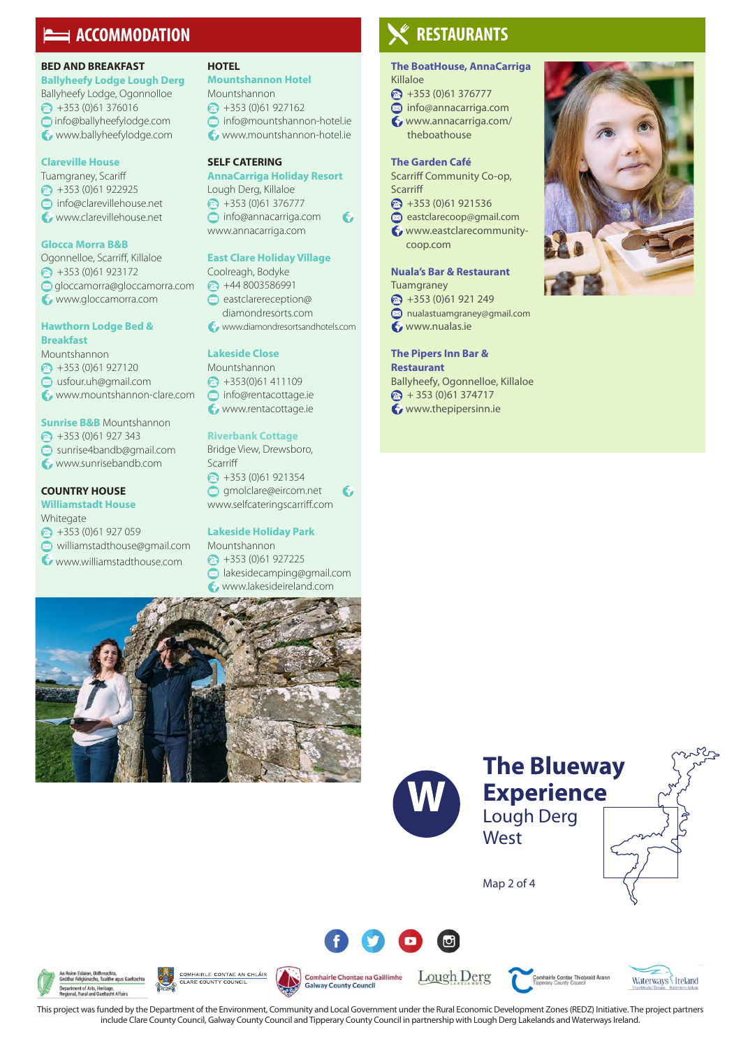# ACCOMMODATION

## BED AND BREAKFAST

**Ballyheefy Lodge Lough Derg**
Ballyheefy Lodge, Ogonnolloe
+353 (0)61 376016
info@ballyheefylodge.com
www.ballyheefylodge.com

**Clareville House**
Tuamgraney, Scariff
+353 (0)61 922925
info@clarevillehouse.net
www.clarevillehouse.net

**Glocca Morra B&B**
Ogonnelloe, Scarriff, Killaloe
+353 (0)61 923172
gloccamorra@gloccamorra.com
www.gloccamorra.com

**Hawthorn Lodge Bed & Breakfast**
Mountshannon
+353 (0)61 927120
usfour.uh@gmail.com
www.mountshannon-clare.com

**Sunrise B&B** Mountshannon
+353 (0)61 927 343
sunrise4bandb@gmail.com
www.sunrisebandb.com

## COUNTRY HOUSE

**Williamstadt House**
Whitegate
+353 (0)61 927 059
williamstadthouse@gmail.com
www.williamstadthouse.com

## HOTEL

**Mountshannon Hotel**
Mountshannon
+353 (0)61 927162
info@mountshannon-hotel.ie
www.mountshannon-hotel.ie

## SELF CATERING

**AnnaCarriga Holiday Resort**
Lough Derg, Killaloe
+353 (0)61 376777
info@annacarriga.com
www.annacarriga.com

**East Clare Holiday Village**
Coolreagh, Bodyke
+44 8003586991
eastclarereception@diamondresorts.com
www.diamondresortsandhotels.com

**Lakeside Close**
Mountshannon
+353(0)61 411109
info@rentacottage.ie
www.rentacottage.ie

**Riverbank Cottage**
Bridge View, Drewsboro, Scarriff
+353 (0)61 921354
gmolclare@eircom.net
www.selfcateringscarriff.com

**Lakeside Holiday Park**
Mountshannon
+353 (0)61 927225
lakesidecamping@gmail.com
www.lakesideireland.com

# RESTAURANTS

**The BoatHouse, AnnaCarriga**
Killaloe
+353 (0)61 376777
info@annacarriga.com
www.annacarriga.com/theboathouse

**The Garden Café**
Scarriff Community Co-op, Scarriff
+353 (0)61 921536
eastclarecoop@gmail.com
www.eastclarecommunity-coop.com

**Nuala's Bar & Restaurant**
Tuamgraney
+353 (0)61 921 249
nualastuamgraney@gmail.com
www.nualas.ie

**The Pipers Inn Bar & Restaurant**
Ballyheefy, Ogonnelloe, Killaloe
+ 353 (0)61 374717
www.thepipersinn.ie

# The Blueway Experience
## Lough Derg West

Map 2 of 4

This project was funded by the Department of the Environment, Community and Local Government under the Rural Economic Development Zones (REDZ) Initiative. The project partners include Clare County Council, Galway County Council and Tipperary County Council in partnership with Lough Derg Lakelands and Waterways Ireland.